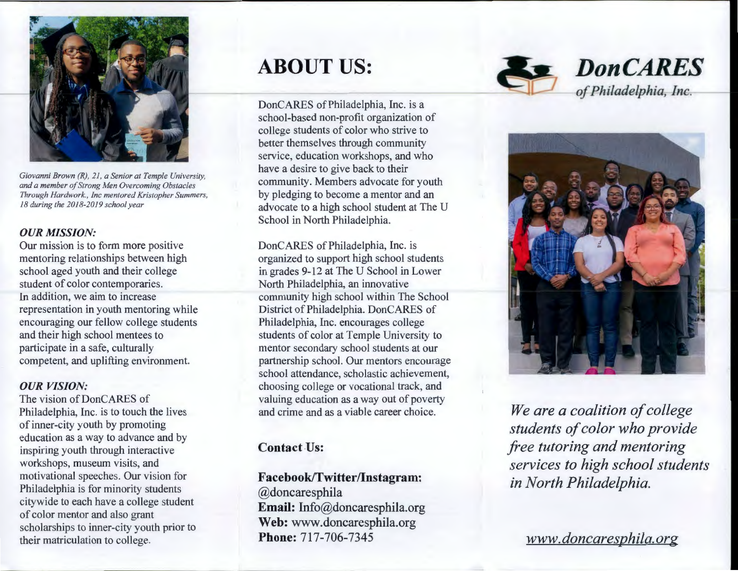*Giovanni Brown (R), 21, a Senior at Temple University, and a member of Strong Men Overcoming Obstacles Through Hardwork., Inc mentored Kristopher Summers, 18 during the 2018-2019 school year*

### *OUR MISSION:*

Our mission is to form more positive mentoring relationships between high school aged youth and their college student of color contemporaries.
In addition, we aim to increase representation in youth mentoring while encouraging our fellow college students and their high school mentees to participate in a safe, culturally competent, and uplifting environment.

### *OUR VISION:*

The vision of DonCARES of Philadelphia, Inc. is to touch the lives of inner-city youth by promoting education as a way to advance and by inspiring youth through interactive workshops, museum visits, and motivational speeches. Our vision for Philadelphia is for minority students citywide to each have a college student of color mentor and also grant scholarships to inner-city youth prior to their matriculation to college.

# ABOUT US:

DonCARES of Philadelphia, Inc. is a school-based non-profit organization of college students of color who strive to better themselves through community service, education workshops, and who have a desire to give back to their community. Members advocate for youth by pledging to become a mentor and an advocate to a high school student at The U School in North Philadelphia.

DonCARES of Philadelphia, Inc. is organized to support high school students in grades 9-12 at The U School in Lower North Philadelphia, an innovative community high school within The School District of Philadelphia. DonCARES of Philadelphia, Inc. encourages college students of color at Temple University to mentor secondary school students at our partnership school. Our mentors encourage school attendance, scholastic achievement, choosing college or vocational track, and valuing education as a way out of poverty and crime and as a viable career choice.

**Contact Us:**

**Facebook/Twitter/Instagram:** @doncaresphila
**Email:** Info@doncaresphila.org
**Web:** www.doncaresphila.org
**Phone:** 717-706-7345

# *DonCARES*

*of Philadelphia, Inc.*

*We are a coalition of college students of color who provide free tutoring and mentoring services to high school students in North Philadelphia.*

*www.doncaresphila.org*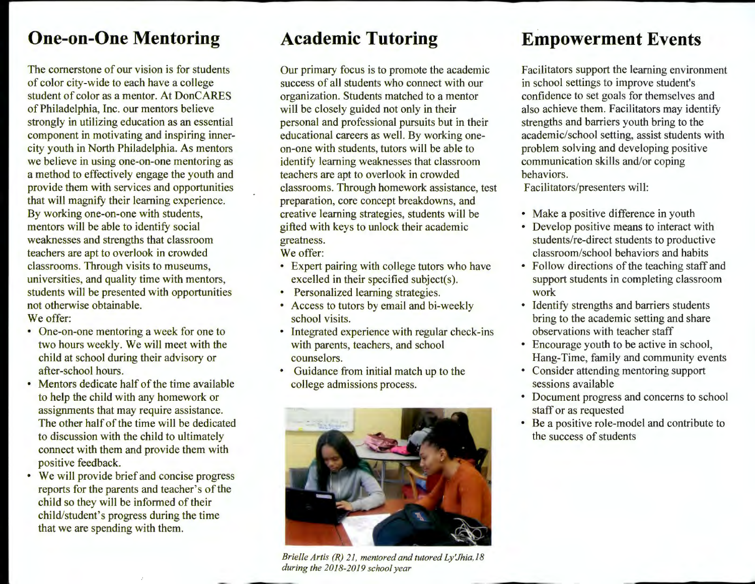## One-on-One Mentoring

The cornerstone of our vision is for students of color city-wide to each have a college student of color as a mentor. At DonCARES of Philadelphia, Inc. our mentors believe strongly in utilizing education as an essential component in motivating and inspiring inner-city youth in North Philadelphia. As mentors we believe in using one-on-one mentoring as a method to effectively engage the youth and provide them with services and opportunities that will magnify their learning experience. By working one-on-one with students, mentors will be able to identify social weaknesses and strengths that classroom teachers are apt to overlook in crowded classrooms. Through visits to museums, universities, and quality time with mentors, students will be presented with opportunities not otherwise obtainable.

We offer:

- One-on-one mentoring a week for one to two hours weekly. We will meet with the child at school during their advisory or after-school hours.
- Mentors dedicate half of the time available to help the child with any homework or assignments that may require assistance. The other half of the time will be dedicated to discussion with the child to ultimately connect with them and provide them with positive feedback.
- We will provide brief and concise progress reports for the parents and teacher's of the child so they will be informed of their child/student's progress during the time that we are spending with them.

## Academic Tutoring

Our primary focus is to promote the academic success of all students who connect with our organization. Students matched to a mentor will be closely guided not only in their personal and professional pursuits but in their educational careers as well. By working one-on-one with students, tutors will be able to identify learning weaknesses that classroom teachers are apt to overlook in crowded classrooms. Through homework assistance, test preparation, core concept breakdowns, and creative learning strategies, students will be gifted with keys to unlock their academic greatness.

We offer:

- Expert pairing with college tutors who have excelled in their specified subject(s).
- Personalized learning strategies.
- Access to tutors by email and bi-weekly school visits.
- Integrated experience with regular check-ins with parents, teachers, and school counselors.
- Guidance from initial match up to the college admissions process.

*Brielle Artis (R) 21, mentored and tutored Ly'Jhia, 18 during the 2018-2019 school year*

## Empowerment Events

Facilitators support the learning environment in school settings to improve student's confidence to set goals for themselves and also achieve them. Facilitators may identify strengths and barriers youth bring to the academic/school setting, assist students with problem solving and developing positive communication skills and/or coping behaviors.

Facilitators/presenters will:

- Make a positive difference in youth
- Develop positive means to interact with students/re-direct students to productive classroom/school behaviors and habits
- Follow directions of the teaching staff and support students in completing classroom work
- Identify strengths and barriers students bring to the academic setting and share observations with teacher staff
- Encourage youth to be active in school, Hang-Time, family and community events
- Consider attending mentoring support sessions available
- Document progress and concerns to school staff or as requested
- Be a positive role-model and contribute to the success of students